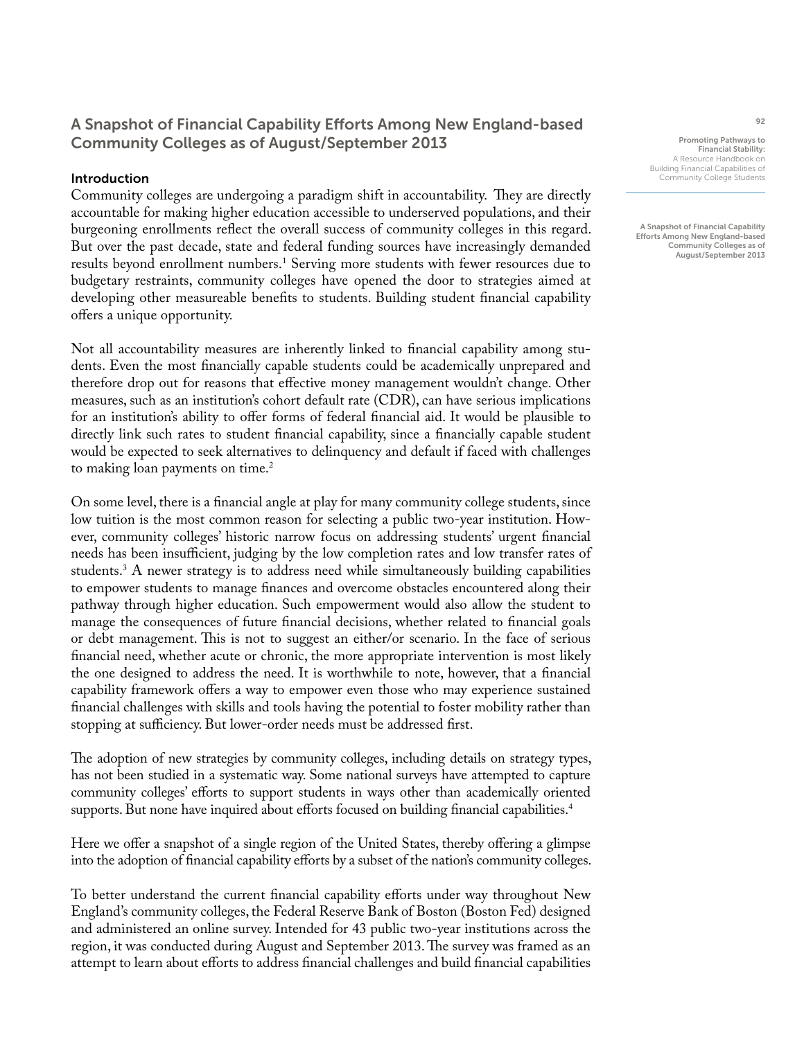## A Snapshot of Financial Capability Efforts Among New England-based Community Colleges as of August/September 2013

### Introduction

Community colleges are undergoing a paradigm shift in accountability. They are directly accountable for making higher education accessible to underserved populations, and their burgeoning enrollments reflect the overall success of community colleges in this regard. But over the past decade, state and federal funding sources have increasingly demanded results beyond enrollment numbers.[1] Serving more students with fewer resources due to budgetary restraints, community colleges have opened the door to strategies aimed at developing other measureable benefits to students. Building student financial capability offers a unique opportunity.

Not all accountability measures are inherently linked to financial capability among students. Even the most financially capable students could be academically unprepared and therefore drop out for reasons that effective money management wouldn't change. Other measures, such as an institution's cohort default rate (CDR), can have serious implications for an institution's ability to offer forms of federal financial aid. It would be plausible to directly link such rates to student financial capability, since a financially capable student would be expected to seek alternatives to delinquency and default if faced with challenges to making loan payments on time.[2]

On some level, there is a financial angle at play for many community college students, since low tuition is the most common reason for selecting a public two-year institution. However, community colleges' historic narrow focus on addressing students' urgent financial needs has been insufficient, judging by the low completion rates and low transfer rates of students.[3] A newer strategy is to address need while simultaneously building capabilities to empower students to manage finances and overcome obstacles encountered along their pathway through higher education. Such empowerment would also allow the student to manage the consequences of future financial decisions, whether related to financial goals or debt management. This is not to suggest an either/or scenario. In the face of serious financial need, whether acute or chronic, the more appropriate intervention is most likely the one designed to address the need. It is worthwhile to note, however, that a financial capability framework offers a way to empower even those who may experience sustained financial challenges with skills and tools having the potential to foster mobility rather than stopping at sufficiency. But lower-order needs must be addressed first.

The adoption of new strategies by community colleges, including details on strategy types, has not been studied in a systematic way. Some national surveys have attempted to capture community colleges' efforts to support students in ways other than academically oriented supports. But none have inquired about efforts focused on building financial capabilities.[4]

Here we offer a snapshot of a single region of the United States, thereby offering a glimpse into the adoption of financial capability efforts by a subset of the nation's community colleges.

To better understand the current financial capability efforts under way throughout New England's community colleges, the Federal Reserve Bank of Boston (Boston Fed) designed and administered an online survey. Intended for 43 public two-year institutions across the region, it was conducted during August and September 2013. The survey was framed as an attempt to learn about efforts to address financial challenges and build financial capabilities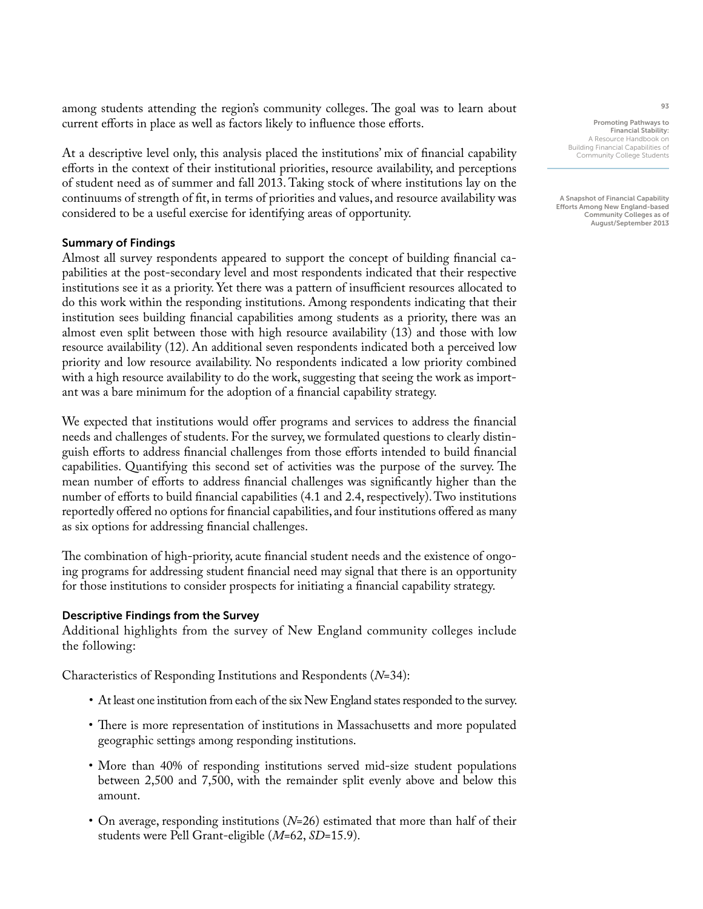among students attending the region's community colleges. The goal was to learn about current efforts in place as well as factors likely to influence those efforts.

At a descriptive level only, this analysis placed the institutions' mix of financial capability efforts in the context of their institutional priorities, resource availability, and perceptions of student need as of summer and fall 2013. Taking stock of where institutions lay on the continuums of strength of fit, in terms of priorities and values, and resource availability was considered to be a useful exercise for identifying areas of opportunity.

### Summary of Findings

Almost all survey respondents appeared to support the concept of building financial capabilities at the post-secondary level and most respondents indicated that their respective institutions see it as a priority. Yet there was a pattern of insufficient resources allocated to do this work within the responding institutions. Among respondents indicating that their institution sees building financial capabilities among students as a priority, there was an almost even split between those with high resource availability (13) and those with low resource availability (12). An additional seven respondents indicated both a perceived low priority and low resource availability. No respondents indicated a low priority combined with a high resource availability to do the work, suggesting that seeing the work as important was a bare minimum for the adoption of a financial capability strategy.

We expected that institutions would offer programs and services to address the financial needs and challenges of students. For the survey, we formulated questions to clearly distinguish efforts to address financial challenges from those efforts intended to build financial capabilities. Quantifying this second set of activities was the purpose of the survey. The mean number of efforts to address financial challenges was significantly higher than the number of efforts to build financial capabilities (4.1 and 2.4, respectively). Two institutions reportedly offered no options for financial capabilities, and four institutions offered as many as six options for addressing financial challenges.

The combination of high-priority, acute financial student needs and the existence of ongoing programs for addressing student financial need may signal that there is an opportunity for those institutions to consider prospects for initiating a financial capability strategy.

### Descriptive Findings from the Survey

Additional highlights from the survey of New England community colleges include the following:

Characteristics of Responding Institutions and Respondents ($N$=34):

- At least one institution from each of the six New England states responded to the survey.
- There is more representation of institutions in Massachusetts and more populated geographic settings among responding institutions.
- More than 40% of responding institutions served mid-size student populations between 2,500 and 7,500, with the remainder split evenly above and below this amount.
- On average, responding institutions ($N$=26) estimated that more than half of their students were Pell Grant-eligible ($M$=62, $SD$=15.9).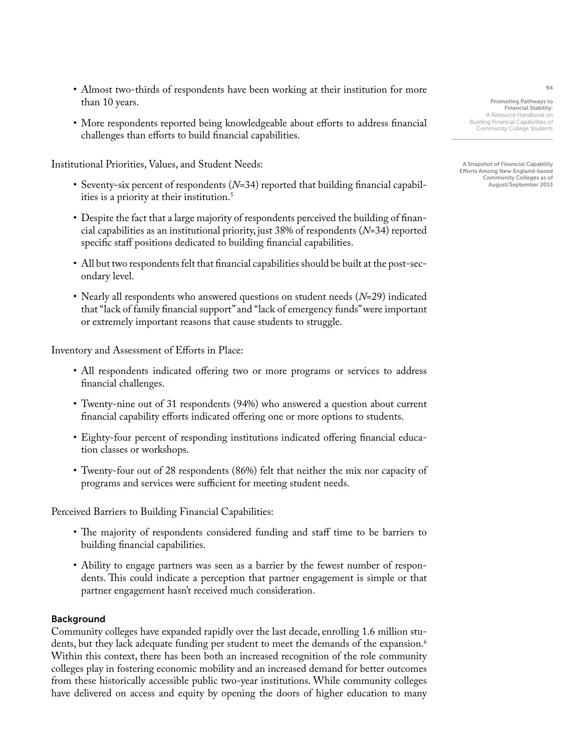- Almost two-thirds of respondents have been working at their institution for more than 10 years.
- More respondents reported being knowledgeable about efforts to address financial challenges than efforts to build financial capabilities.

Institutional Priorities, Values, and Student Needs:

- Seventy-six percent of respondents (*N*=34) reported that building financial capabilities is a priority at their institution.[5]
- Despite the fact that a large majority of respondents perceived the building of financial capabilities as an institutional priority, just 38% of respondents (*N*=34) reported specific staff positions dedicated to building financial capabilities.
- All but two respondents felt that financial capabilities should be built at the post-secondary level.
- Nearly all respondents who answered questions on student needs (*N*=29) indicated that "lack of family financial support" and "lack of emergency funds" were important or extremely important reasons that cause students to struggle.

Inventory and Assessment of Efforts in Place:

- All respondents indicated offering two or more programs or services to address financial challenges.
- Twenty-nine out of 31 respondents (94%) who answered a question about current financial capability efforts indicated offering one or more options to students.
- Eighty-four percent of responding institutions indicated offering financial education classes or workshops.
- Twenty-four out of 28 respondents (86%) felt that neither the mix nor capacity of programs and services were sufficient for meeting student needs.

Perceived Barriers to Building Financial Capabilities:

- The majority of respondents considered funding and staff time to be barriers to building financial capabilities.
- Ability to engage partners was seen as a barrier by the fewest number of respondents. This could indicate a perception that partner engagement is simple or that partner engagement hasn't received much consideration.

### Background

Community colleges have expanded rapidly over the last decade, enrolling 1.6 million students, but they lack adequate funding per student to meet the demands of the expansion.[6] Within this context, there has been both an increased recognition of the role community colleges play in fostering economic mobility and an increased demand for better outcomes from these historically accessible public two-year institutions. While community colleges have delivered on access and equity by opening the doors of higher education to many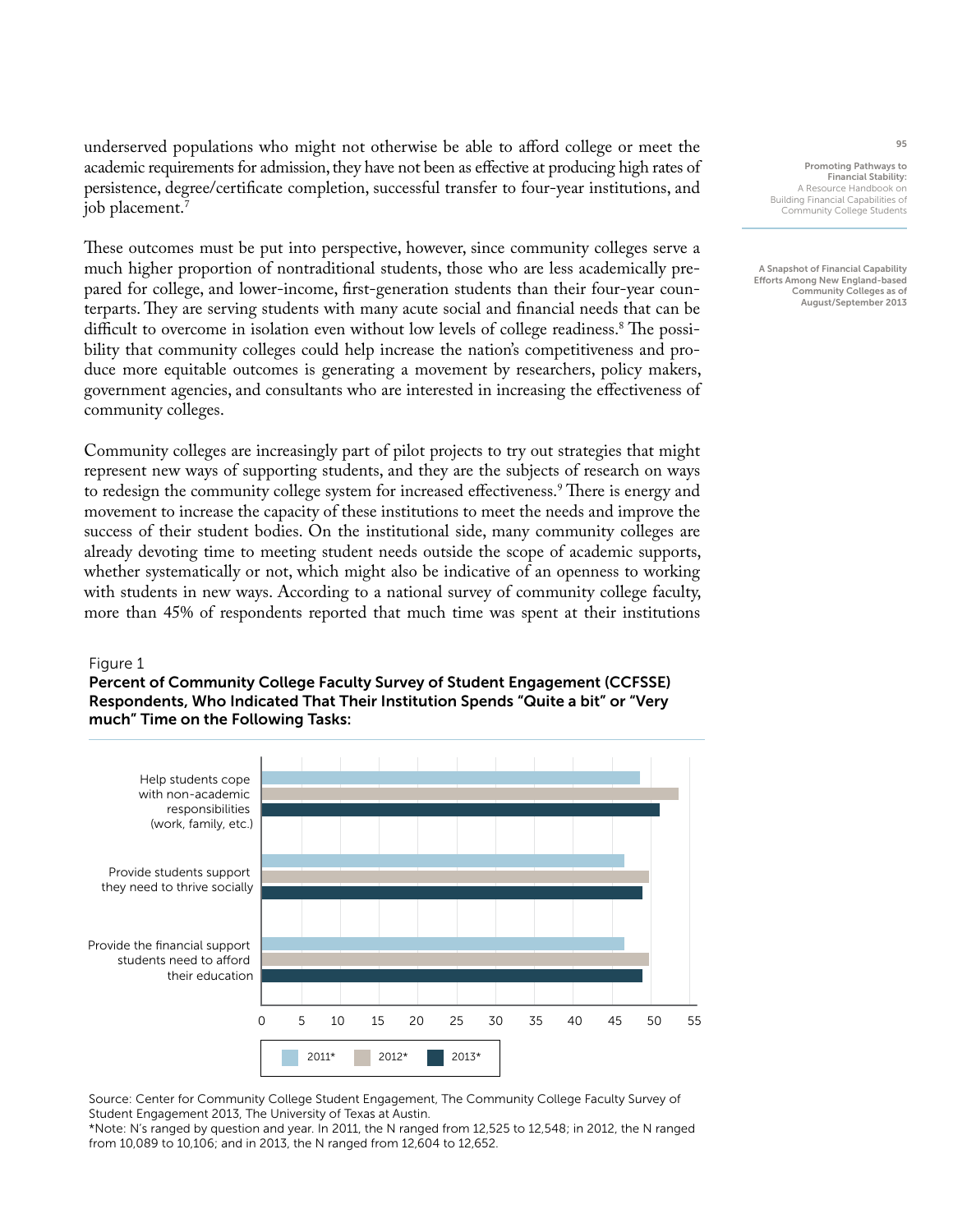underserved populations who might not otherwise be able to afford college or meet the academic requirements for admission, they have not been as effective at producing high rates of persistence, degree/certificate completion, successful transfer to four-year institutions, and job placement.[7]

These outcomes must be put into perspective, however, since community colleges serve a much higher proportion of nontraditional students, those who are less academically prepared for college, and lower-income, first-generation students than their four-year counterparts. They are serving students with many acute social and financial needs that can be difficult to overcome in isolation even without low levels of college readiness.[8] The possibility that community colleges could help increase the nation's competitiveness and produce more equitable outcomes is generating a movement by researchers, policy makers, government agencies, and consultants who are interested in increasing the effectiveness of community colleges.

Community colleges are increasingly part of pilot projects to try out strategies that might represent new ways of supporting students, and they are the subjects of research on ways to redesign the community college system for increased effectiveness.[9] There is energy and movement to increase the capacity of these institutions to meet the needs and improve the success of their student bodies. On the institutional side, many community colleges are already devoting time to meeting student needs outside the scope of academic supports, whether systematically or not, which might also be indicative of an openness to working with students in new ways. According to a national survey of community college faculty, more than 45% of respondents reported that much time was spent at their institutions

Figure 1

**Percent of Community College Faculty Survey of Student Engagement (CCFSSE) Respondents, Who Indicated That Their Institution Spends "Quite a bit" or "Very much" Time on the Following Tasks:**

| Task | 2011* | 2012* | 2013* |
|---|---|---|---|
| Help students cope with non-academic responsibilities (work, family, etc.) | ~48.5 | ~53.5 | ~51 |
| Provide students support they need to thrive socially | ~46.5 | ~50 | ~49 |
| Provide the financial support students need to afford their education | ~46.5 | ~50 | ~49 |

Source: Center for Community College Student Engagement, The Community College Faculty Survey of Student Engagement 2013, The University of Texas at Austin.

*Note: N's ranged by question and year. In 2011, the N ranged from 12,525 to 12,548; in 2012, the N ranged from 10,089 to 10,106; and in 2013, the N ranged from 12,604 to 12,652.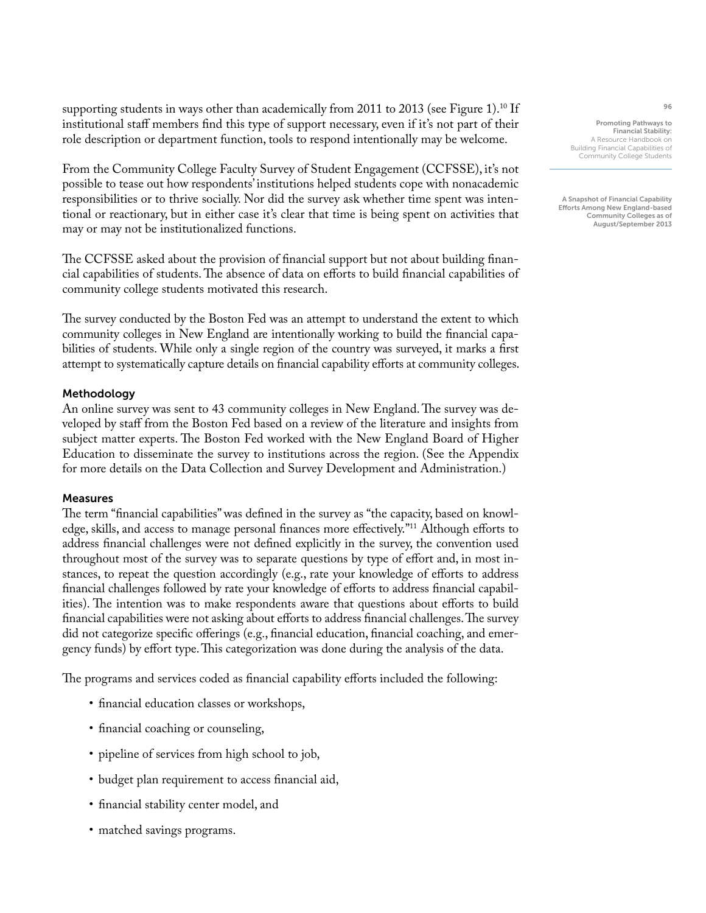supporting students in ways other than academically from 2011 to 2013 (see Figure 1).[10] If institutional staff members find this type of support necessary, even if it's not part of their role description or department function, tools to respond intentionally may be welcome.

From the Community College Faculty Survey of Student Engagement (CCFSSE), it's not possible to tease out how respondents' institutions helped students cope with nonacademic responsibilities or to thrive socially. Nor did the survey ask whether time spent was intentional or reactionary, but in either case it's clear that time is being spent on activities that may or may not be institutionalized functions.

The CCFSSE asked about the provision of financial support but not about building financial capabilities of students. The absence of data on efforts to build financial capabilities of community college students motivated this research.

The survey conducted by the Boston Fed was an attempt to understand the extent to which community colleges in New England are intentionally working to build the financial capabilities of students. While only a single region of the country was surveyed, it marks a first attempt to systematically capture details on financial capability efforts at community colleges.

### Methodology

An online survey was sent to 43 community colleges in New England. The survey was developed by staff from the Boston Fed based on a review of the literature and insights from subject matter experts. The Boston Fed worked with the New England Board of Higher Education to disseminate the survey to institutions across the region. (See the Appendix for more details on the Data Collection and Survey Development and Administration.)

### Measures

The term "financial capabilities" was defined in the survey as "the capacity, based on knowledge, skills, and access to manage personal finances more effectively."[11] Although efforts to address financial challenges were not defined explicitly in the survey, the convention used throughout most of the survey was to separate questions by type of effort and, in most instances, to repeat the question accordingly (e.g., rate your knowledge of efforts to address financial challenges followed by rate your knowledge of efforts to address financial capabilities). The intention was to make respondents aware that questions about efforts to build financial capabilities were not asking about efforts to address financial challenges. The survey did not categorize specific offerings (e.g., financial education, financial coaching, and emergency funds) by effort type. This categorization was done during the analysis of the data.

The programs and services coded as financial capability efforts included the following:

- financial education classes or workshops,
- financial coaching or counseling,
- pipeline of services from high school to job,
- budget plan requirement to access financial aid,
- financial stability center model, and
- matched savings programs.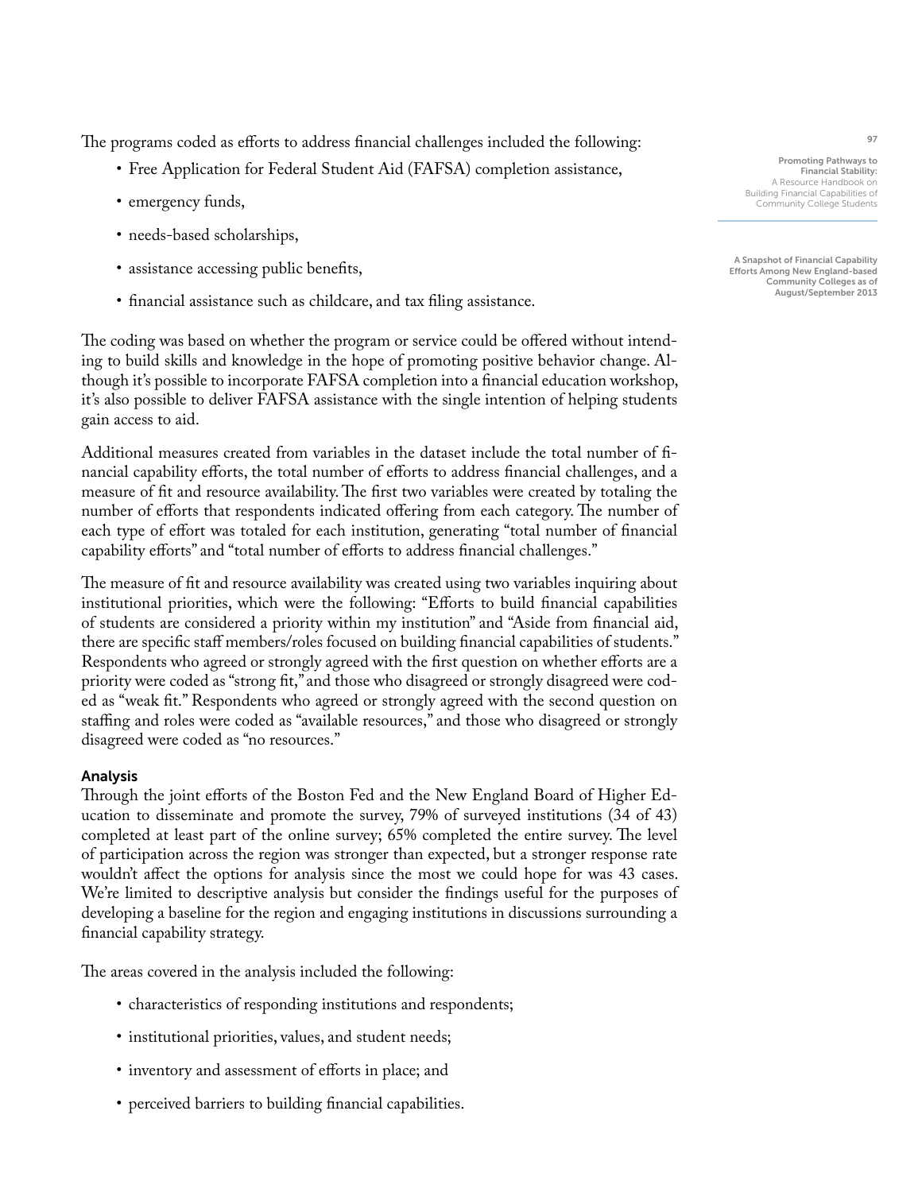The programs coded as efforts to address financial challenges included the following:

- Free Application for Federal Student Aid (FAFSA) completion assistance,
- emergency funds,
- needs-based scholarships,
- assistance accessing public benefits,
- financial assistance such as childcare, and tax filing assistance.

The coding was based on whether the program or service could be offered without intending to build skills and knowledge in the hope of promoting positive behavior change. Although it's possible to incorporate FAFSA completion into a financial education workshop, it's also possible to deliver FAFSA assistance with the single intention of helping students gain access to aid.

Additional measures created from variables in the dataset include the total number of financial capability efforts, the total number of efforts to address financial challenges, and a measure of fit and resource availability. The first two variables were created by totaling the number of efforts that respondents indicated offering from each category. The number of each type of effort was totaled for each institution, generating "total number of financial capability efforts" and "total number of efforts to address financial challenges."

The measure of fit and resource availability was created using two variables inquiring about institutional priorities, which were the following: "Efforts to build financial capabilities of students are considered a priority within my institution" and "Aside from financial aid, there are specific staff members/roles focused on building financial capabilities of students." Respondents who agreed or strongly agreed with the first question on whether efforts are a priority were coded as "strong fit," and those who disagreed or strongly disagreed were coded as "weak fit." Respondents who agreed or strongly agreed with the second question on staffing and roles were coded as "available resources," and those who disagreed or strongly disagreed were coded as "no resources."

### Analysis

Through the joint efforts of the Boston Fed and the New England Board of Higher Education to disseminate and promote the survey, 79% of surveyed institutions (34 of 43) completed at least part of the online survey; 65% completed the entire survey. The level of participation across the region was stronger than expected, but a stronger response rate wouldn't affect the options for analysis since the most we could hope for was 43 cases. We're limited to descriptive analysis but consider the findings useful for the purposes of developing a baseline for the region and engaging institutions in discussions surrounding a financial capability strategy.

The areas covered in the analysis included the following:

- characteristics of responding institutions and respondents;
- institutional priorities, values, and student needs;
- inventory and assessment of efforts in place; and
- perceived barriers to building financial capabilities.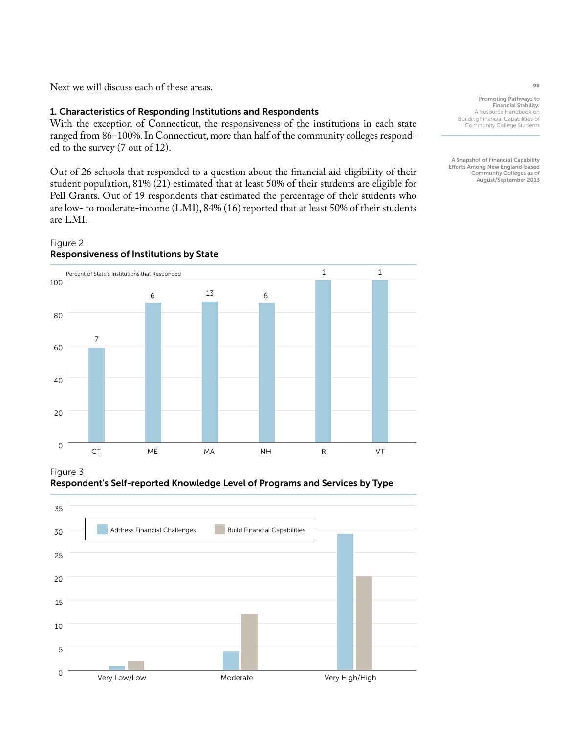Next we will discuss each of these areas.

### 1. Characteristics of Responding Institutions and Respondents

With the exception of Connecticut, the responsiveness of the institutions in each state ranged from 86–100%. In Connecticut, more than half of the community colleges responded to the survey (7 out of 12).

Out of 26 schools that responded to a question about the financial aid eligibility of their student population, 81% (21) estimated that at least 50% of their students are eligible for Pell Grants. Out of 19 respondents that estimated the percentage of their students who are low- to moderate-income (LMI), 84% (16) reported that at least 50% of their students are LMI.

Figure 2
**Responsiveness of Institutions by State**

Percent of State's Institutions that Responded

| State | CT | ME | MA | NH | RI | VT |
|---|---|---|---|---|---|---|
| Number responded | 7 | 6 | 13 | 6 | 1 | 1 |

Figure 3
**Respondent's Self-reported Knowledge Level of Programs and Services by Type**

Legend: Address Financial Challenges; Build Financial Capabilities

Categories: Very Low/Low; Moderate; Very High/High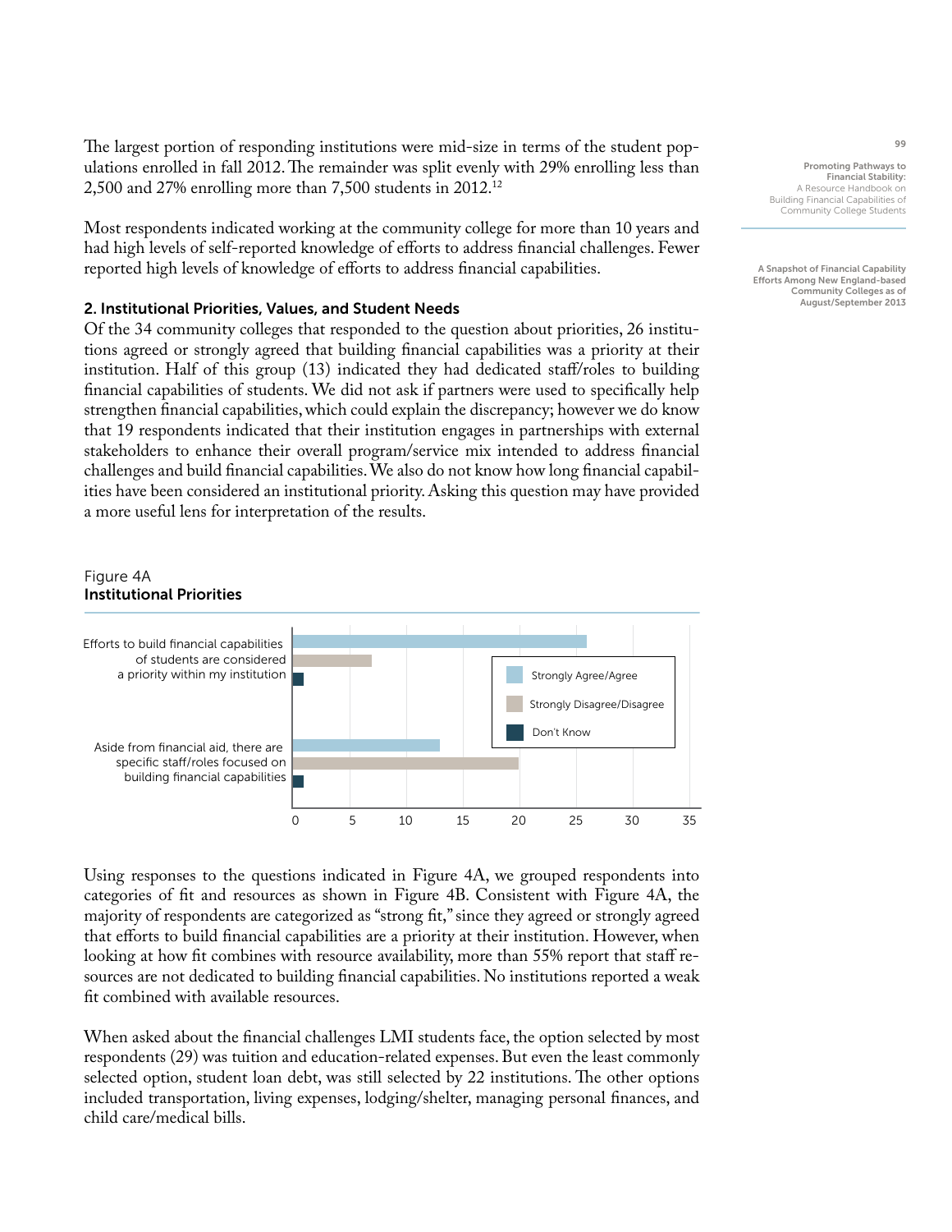The largest portion of responding institutions were mid-size in terms of the student populations enrolled in fall 2012. The remainder was split evenly with 29% enrolling less than 2,500 and 27% enrolling more than 7,500 students in 2012.[12]

Most respondents indicated working at the community college for more than 10 years and had high levels of self-reported knowledge of efforts to address financial challenges. Fewer reported high levels of knowledge of efforts to address financial capabilities.

### 2. Institutional Priorities, Values, and Student Needs

Of the 34 community colleges that responded to the question about priorities, 26 institutions agreed or strongly agreed that building financial capabilities was a priority at their institution. Half of this group (13) indicated they had dedicated staff/roles to building financial capabilities of students. We did not ask if partners were used to specifically help strengthen financial capabilities, which could explain the discrepancy; however we do know that 19 respondents indicated that their institution engages in partnerships with external stakeholders to enhance their overall program/service mix intended to address financial challenges and build financial capabilities. We also do not know how long financial capabilities have been considered an institutional priority. Asking this question may have provided a more useful lens for interpretation of the results.

Figure 4A
**Institutional Priorities**

| | Strongly Agree/Agree | Strongly Disagree/Disagree | Don't Know |
|---|---|---|---|
| Efforts to build financial capabilities of students are considered a priority within my institution | 26 | 7 | 1 |
| Aside from financial aid, there are specific staff/roles focused on building financial capabilities | 13 | 20 | 1 |

Using responses to the questions indicated in Figure 4A, we grouped respondents into categories of fit and resources as shown in Figure 4B. Consistent with Figure 4A, the majority of respondents are categorized as "strong fit," since they agreed or strongly agreed that efforts to build financial capabilities are a priority at their institution. However, when looking at how fit combines with resource availability, more than 55% report that staff resources are not dedicated to building financial capabilities. No institutions reported a weak fit combined with available resources.

When asked about the financial challenges LMI students face, the option selected by most respondents (29) was tuition and education-related expenses. But even the least commonly selected option, student loan debt, was still selected by 22 institutions. The other options included transportation, living expenses, lodging/shelter, managing personal finances, and child care/medical bills.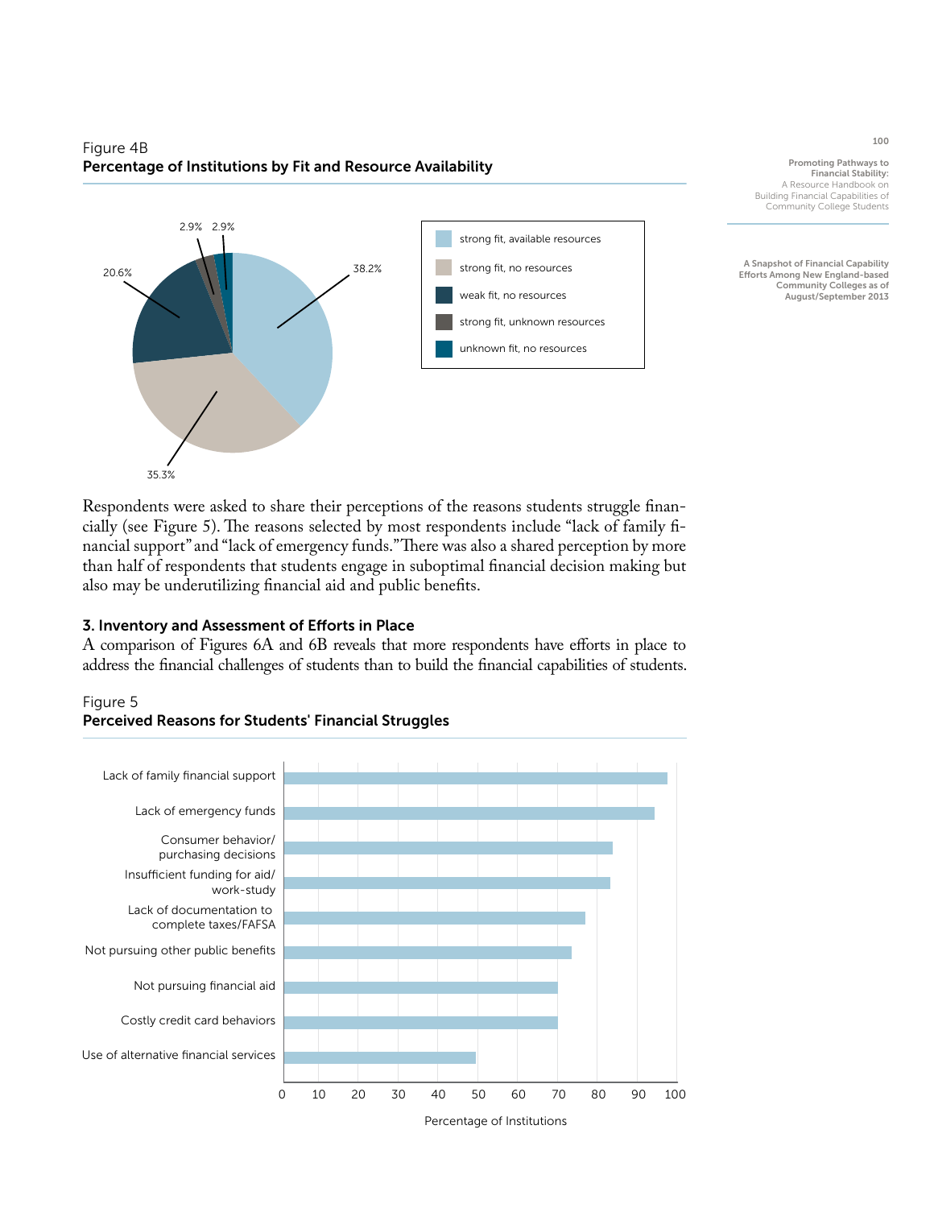Figure 4B
**Percentage of Institutions by Fit and Resource Availability**

| Category | Percentage |
|---|---|
| strong fit, available resources | 38.2% |
| strong fit, no resources | 35.3% |
| weak fit, no resources | 20.6% |
| strong fit, unknown resources | 2.9% |
| unknown fit, no resources | 2.9% |

Respondents were asked to share their perceptions of the reasons students struggle financially (see Figure 5). The reasons selected by most respondents include "lack of family financial support" and "lack of emergency funds." There was also a shared perception by more than half of respondents that students engage in suboptimal financial decision making but also may be underutilizing financial aid and public benefits.

### 3. Inventory and Assessment of Efforts in Place

A comparison of Figures 6A and 6B reveals that more respondents have efforts in place to address the financial challenges of students than to build the financial capabilities of students.

Figure 5
**Perceived Reasons for Students' Financial Struggles**

- Lack of family financial support
- Lack of emergency funds
- Consumer behavior/ purchasing decisions
- Insufficient funding for aid/ work-study
- Lack of documentation to complete taxes/FAFSA
- Not pursuing other public benefits
- Not pursuing financial aid
- Costly credit card behaviors
- Use of alternative financial services

Percentage of Institutions (0–100)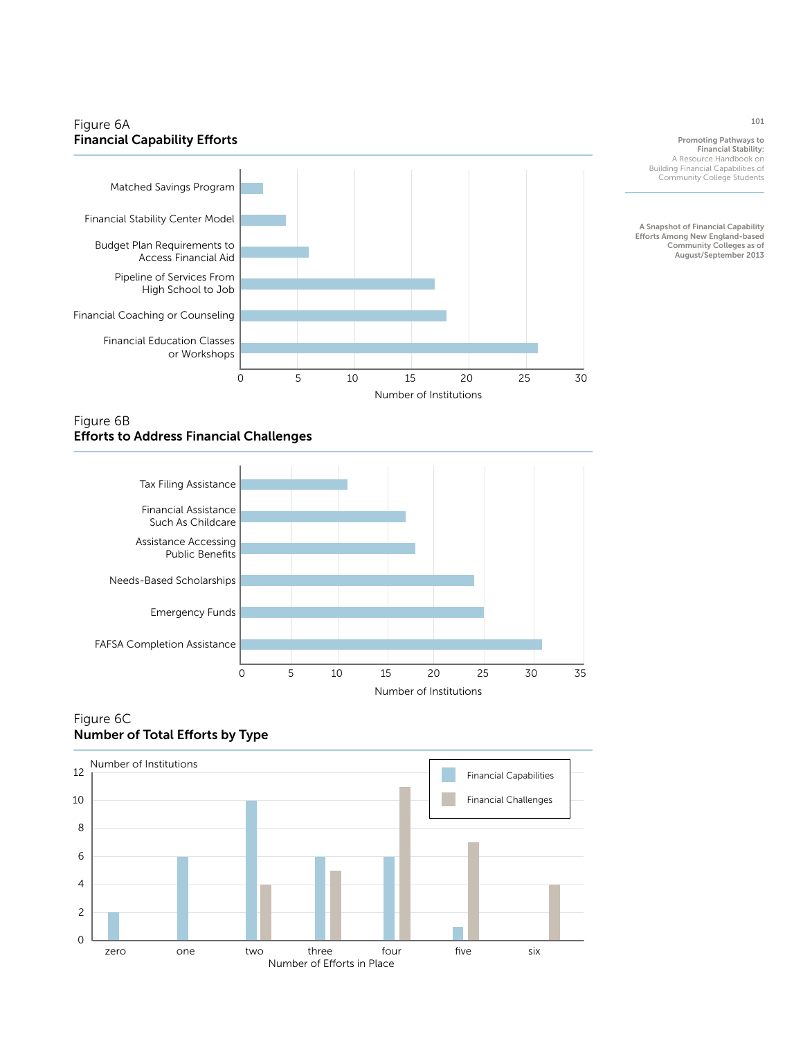Figure 6A
**Financial Capability Efforts**

Figure 6B
**Efforts to Address Financial Challenges**

Figure 6C
**Number of Total Efforts by Type**

**A Snapshot of Financial Capability Efforts Among New England-based Community Colleges as of August/September 2013**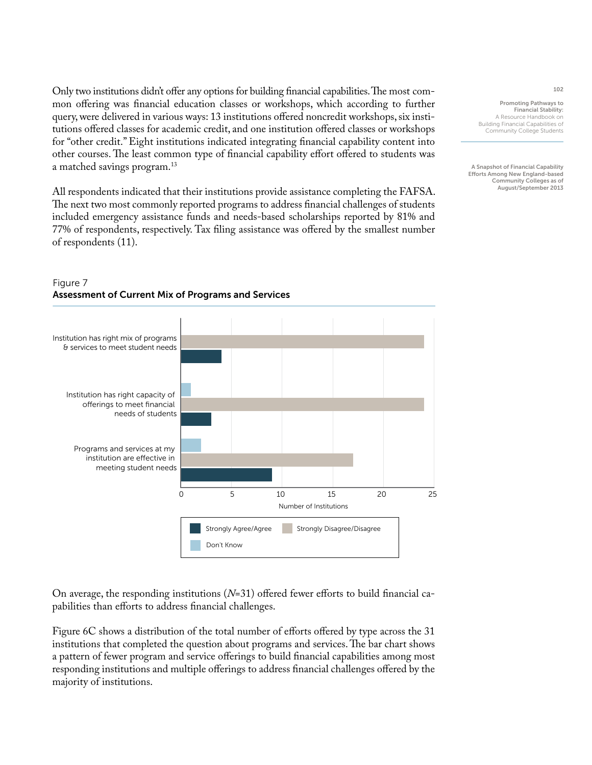Only two institutions didn't offer any options for building financial capabilities. The most common offering was financial education classes or workshops, which according to further query, were delivered in various ways: 13 institutions offered noncredit workshops, six institutions offered classes for academic credit, and one institution offered classes or workshops for "other credit." Eight institutions indicated integrating financial capability content into other courses. The least common type of financial capability effort offered to students was a matched savings program.[13]

All respondents indicated that their institutions provide assistance completing the FAFSA. The next two most commonly reported programs to address financial challenges of students included emergency assistance funds and needs-based scholarships reported by 81% and 77% of respondents, respectively. Tax filing assistance was offered by the smallest number of respondents (11).

Figure 7
**Assessment of Current Mix of Programs and Services**

On average, the responding institutions (*N*=31) offered fewer efforts to build financial capabilities than efforts to address financial challenges.

Figure 6C shows a distribution of the total number of efforts offered by type across the 31 institutions that completed the question about programs and services. The bar chart shows a pattern of fewer program and service offerings to build financial capabilities among most responding institutions and multiple offerings to address financial challenges offered by the majority of institutions.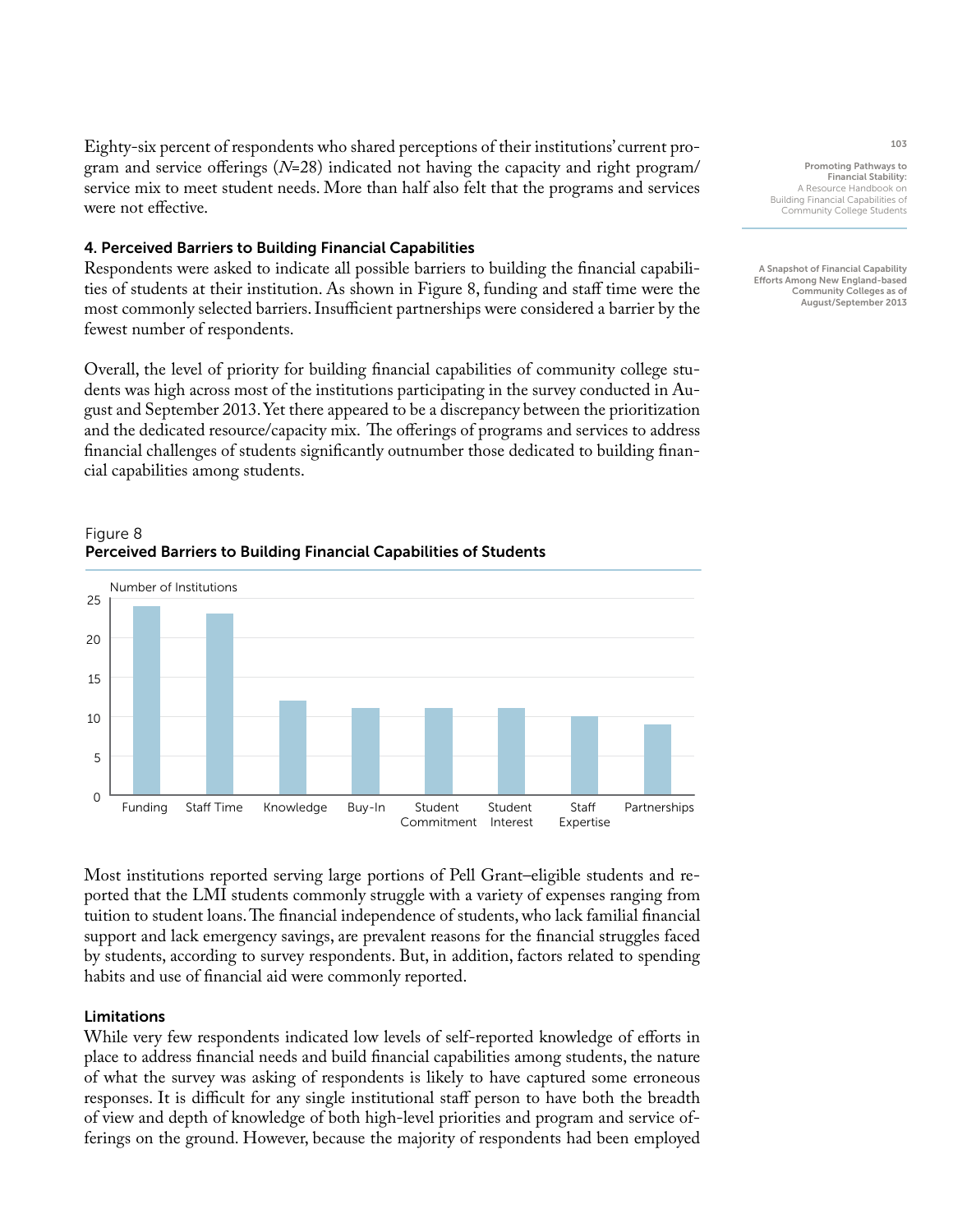Eighty-six percent of respondents who shared perceptions of their institutions' current program and service offerings (*N*=28) indicated not having the capacity and right program/service mix to meet student needs. More than half also felt that the programs and services were not effective.

### 4. Perceived Barriers to Building Financial Capabilities

Respondents were asked to indicate all possible barriers to building the financial capabilities of students at their institution. As shown in Figure 8, funding and staff time were the most commonly selected barriers. Insufficient partnerships were considered a barrier by the fewest number of respondents.

Overall, the level of priority for building financial capabilities of community college students was high across most of the institutions participating in the survey conducted in August and September 2013. Yet there appeared to be a discrepancy between the prioritization and the dedicated resource/capacity mix. The offerings of programs and services to address financial challenges of students significantly outnumber those dedicated to building financial capabilities among students.

Figure 8
**Perceived Barriers to Building Financial Capabilities of Students**

| Barrier | Number of Institutions |
|---|---|
| Funding | 24 |
| Staff Time | 23 |
| Knowledge | 12 |
| Buy-In | 11 |
| Student Commitment | 11 |
| Student Interest | 11 |
| Staff Expertise | 10 |
| Partnerships | 9 |

Most institutions reported serving large portions of Pell Grant–eligible students and reported that the LMI students commonly struggle with a variety of expenses ranging from tuition to student loans. The financial independence of students, who lack familial financial support and lack emergency savings, are prevalent reasons for the financial struggles faced by students, according to survey respondents. But, in addition, factors related to spending habits and use of financial aid were commonly reported.

### Limitations

While very few respondents indicated low levels of self-reported knowledge of efforts in place to address financial needs and build financial capabilities among students, the nature of what the survey was asking of respondents is likely to have captured some erroneous responses. It is difficult for any single institutional staff person to have both the breadth of view and depth of knowledge of both high-level priorities and program and service offerings on the ground. However, because the majority of respondents had been employed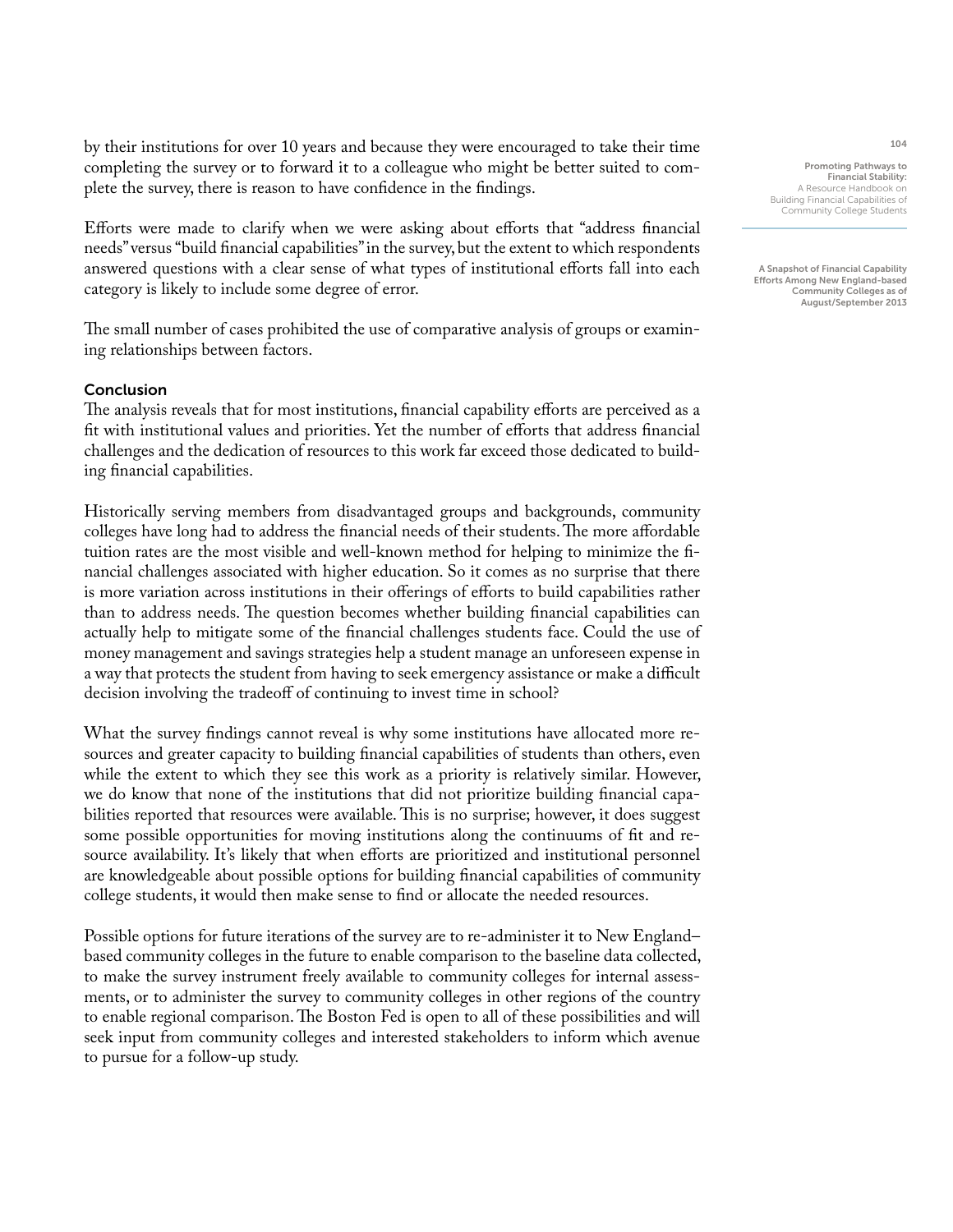by their institutions for over 10 years and because they were encouraged to take their time completing the survey or to forward it to a colleague who might be better suited to complete the survey, there is reason to have confidence in the findings.

Efforts were made to clarify when we were asking about efforts that "address financial needs" versus "build financial capabilities" in the survey, but the extent to which respondents answered questions with a clear sense of what types of institutional efforts fall into each category is likely to include some degree of error.

The small number of cases prohibited the use of comparative analysis of groups or examining relationships between factors.

## Conclusion

The analysis reveals that for most institutions, financial capability efforts are perceived as a fit with institutional values and priorities. Yet the number of efforts that address financial challenges and the dedication of resources to this work far exceed those dedicated to building financial capabilities.

Historically serving members from disadvantaged groups and backgrounds, community colleges have long had to address the financial needs of their students. The more affordable tuition rates are the most visible and well-known method for helping to minimize the financial challenges associated with higher education. So it comes as no surprise that there is more variation across institutions in their offerings of efforts to build capabilities rather than to address needs. The question becomes whether building financial capabilities can actually help to mitigate some of the financial challenges students face. Could the use of money management and savings strategies help a student manage an unforeseen expense in a way that protects the student from having to seek emergency assistance or make a difficult decision involving the tradeoff of continuing to invest time in school?

What the survey findings cannot reveal is why some institutions have allocated more resources and greater capacity to building financial capabilities of students than others, even while the extent to which they see this work as a priority is relatively similar. However, we do know that none of the institutions that did not prioritize building financial capabilities reported that resources were available. This is no surprise; however, it does suggest some possible opportunities for moving institutions along the continuums of fit and resource availability. It's likely that when efforts are prioritized and institutional personnel are knowledgeable about possible options for building financial capabilities of community college students, it would then make sense to find or allocate the needed resources.

Possible options for future iterations of the survey are to re-administer it to New England–based community colleges in the future to enable comparison to the baseline data collected, to make the survey instrument freely available to community colleges for internal assessments, or to administer the survey to community colleges in other regions of the country to enable regional comparison. The Boston Fed is open to all of these possibilities and will seek input from community colleges and interested stakeholders to inform which avenue to pursue for a follow-up study.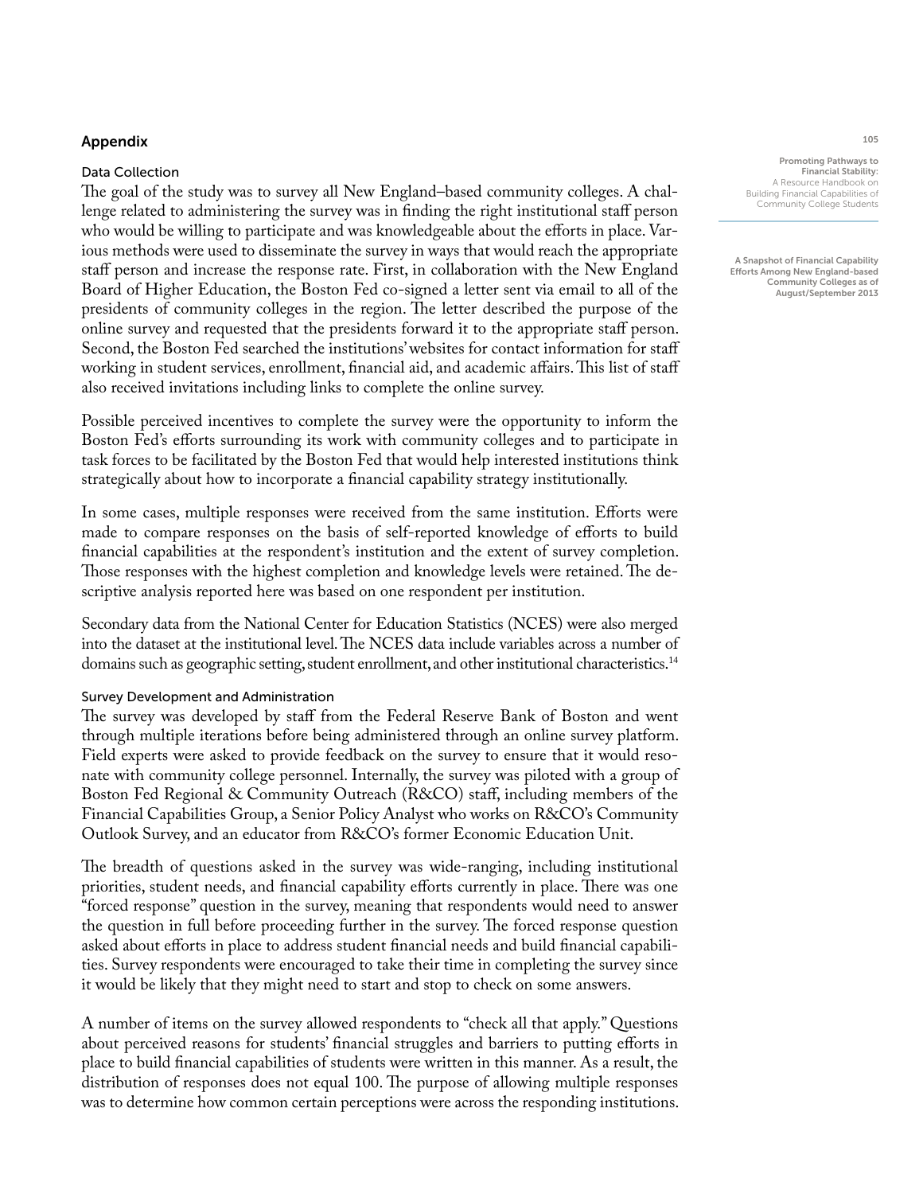## Appendix

### Data Collection

The goal of the study was to survey all New England–based community colleges. A challenge related to administering the survey was in finding the right institutional staff person who would be willing to participate and was knowledgeable about the efforts in place. Various methods were used to disseminate the survey in ways that would reach the appropriate staff person and increase the response rate. First, in collaboration with the New England Board of Higher Education, the Boston Fed co-signed a letter sent via email to all of the presidents of community colleges in the region. The letter described the purpose of the online survey and requested that the presidents forward it to the appropriate staff person. Second, the Boston Fed searched the institutions' websites for contact information for staff working in student services, enrollment, financial aid, and academic affairs. This list of staff also received invitations including links to complete the online survey.

Possible perceived incentives to complete the survey were the opportunity to inform the Boston Fed's efforts surrounding its work with community colleges and to participate in task forces to be facilitated by the Boston Fed that would help interested institutions think strategically about how to incorporate a financial capability strategy institutionally.

In some cases, multiple responses were received from the same institution. Efforts were made to compare responses on the basis of self-reported knowledge of efforts to build financial capabilities at the respondent's institution and the extent of survey completion. Those responses with the highest completion and knowledge levels were retained. The descriptive analysis reported here was based on one respondent per institution.

Secondary data from the National Center for Education Statistics (NCES) were also merged into the dataset at the institutional level. The NCES data include variables across a number of domains such as geographic setting, student enrollment, and other institutional characteristics.[14]

### Survey Development and Administration

The survey was developed by staff from the Federal Reserve Bank of Boston and went through multiple iterations before being administered through an online survey platform. Field experts were asked to provide feedback on the survey to ensure that it would resonate with community college personnel. Internally, the survey was piloted with a group of Boston Fed Regional & Community Outreach (R&CO) staff, including members of the Financial Capabilities Group, a Senior Policy Analyst who works on R&CO's Community Outlook Survey, and an educator from R&CO's former Economic Education Unit.

The breadth of questions asked in the survey was wide-ranging, including institutional priorities, student needs, and financial capability efforts currently in place. There was one "forced response" question in the survey, meaning that respondents would need to answer the question in full before proceeding further in the survey. The forced response question asked about efforts in place to address student financial needs and build financial capabilities. Survey respondents were encouraged to take their time in completing the survey since it would be likely that they might need to start and stop to check on some answers.

A number of items on the survey allowed respondents to "check all that apply." Questions about perceived reasons for students' financial struggles and barriers to putting efforts in place to build financial capabilities of students were written in this manner. As a result, the distribution of responses does not equal 100. The purpose of allowing multiple responses was to determine how common certain perceptions were across the responding institutions.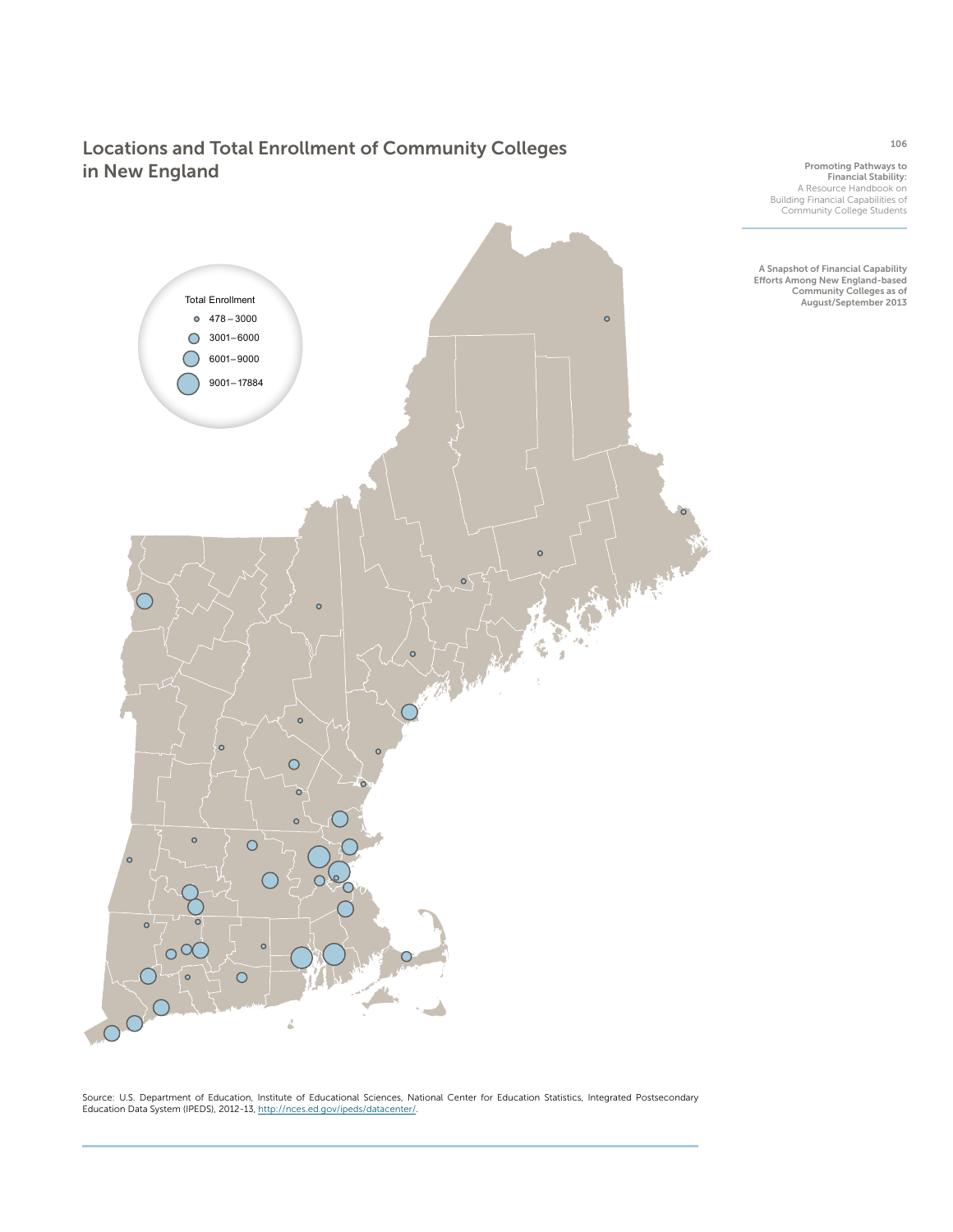## Locations and Total Enrollment of Community Colleges in New England

Total Enrollment

- 478 – 3000
- 3001 – 6000
- 6001 – 9000
- 9001 – 17884

Source: U.S. Department of Education, Institute of Educational Sciences, National Center for Education Statistics, Integrated Postsecondary Education Data System (IPEDS), 2012-13, http://nces.ed.gov/ipeds/datacenter/.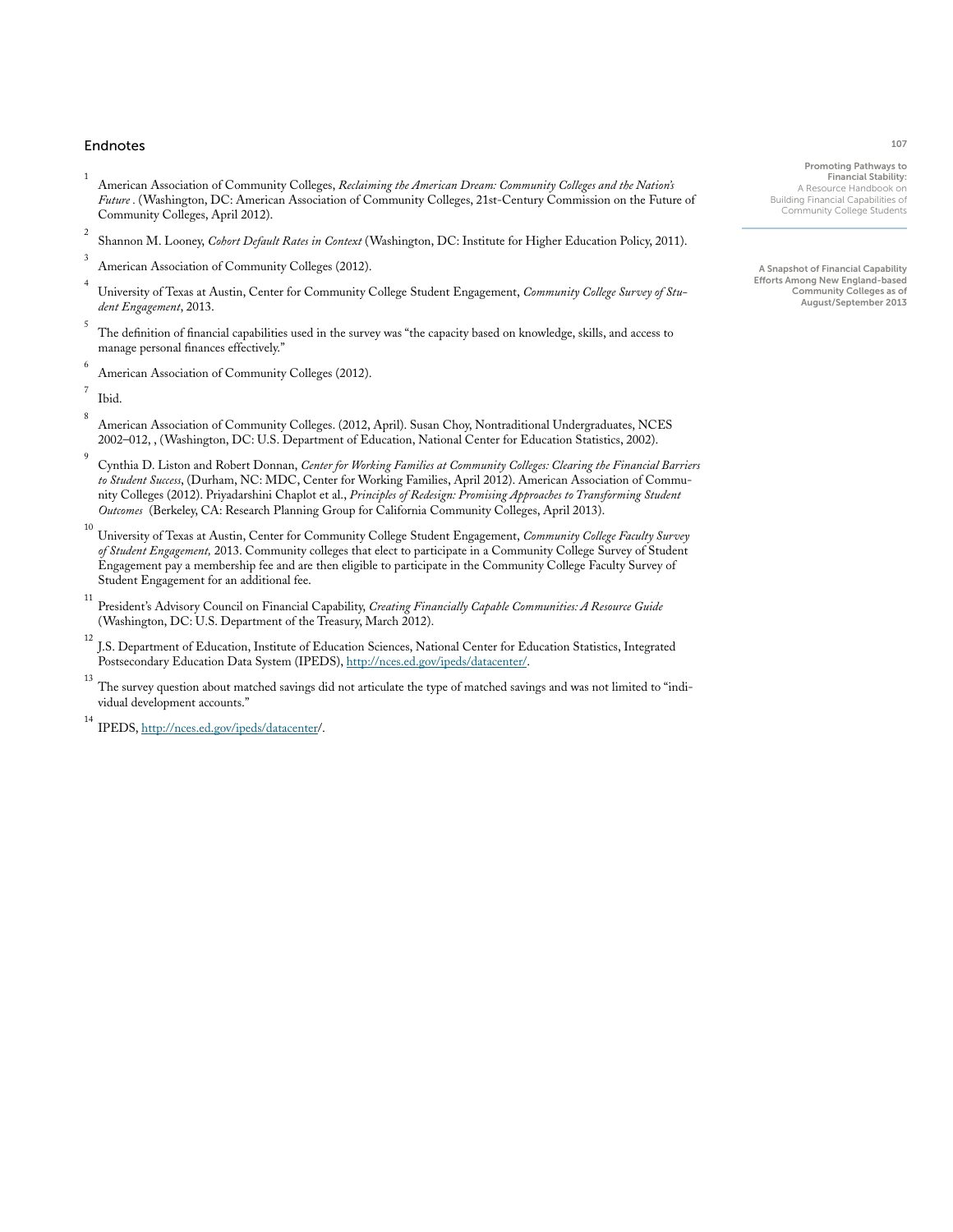## Endnotes

[1] American Association of Community Colleges, *Reclaiming the American Dream: Community Colleges and the Nation's Future* . (Washington, DC: American Association of Community Colleges, 21st-Century Commission on the Future of Community Colleges, April 2012).

[2] Shannon M. Looney, *Cohort Default Rates in Context* (Washington, DC: Institute for Higher Education Policy, 2011).

[3] American Association of Community Colleges (2012).

[4] University of Texas at Austin, Center for Community College Student Engagement, *Community College Survey of Student Engagement*, 2013.

[5] The definition of financial capabilities used in the survey was "the capacity based on knowledge, skills, and access to manage personal finances effectively."

[6] American Association of Community Colleges (2012).

[7] Ibid.

[8] American Association of Community Colleges. (2012, April). Susan Choy, Nontraditional Undergraduates, NCES 2002–012, , (Washington, DC: U.S. Department of Education, National Center for Education Statistics, 2002).

[9] Cynthia D. Liston and Robert Donnan, *Center for Working Families at Community Colleges: Clearing the Financial Barriers to Student Success*, (Durham, NC: MDC, Center for Working Families, April 2012). American Association of Community Colleges (2012). Priyadarshini Chaplot et al., *Principles of Redesign: Promising Approaches to Transforming Student Outcomes* (Berkeley, CA: Research Planning Group for California Community Colleges, April 2013).

[10] University of Texas at Austin, Center for Community College Student Engagement, *Community College Faculty Survey of Student Engagement,* 2013. Community colleges that elect to participate in a Community College Survey of Student Engagement pay a membership fee and are then eligible to participate in the Community College Faculty Survey of Student Engagement for an additional fee.

[11] President's Advisory Council on Financial Capability, *Creating Financially Capable Communities: A Resource Guide* (Washington, DC: U.S. Department of the Treasury, March 2012).

[12] J.S. Department of Education, Institute of Education Sciences, National Center for Education Statistics, Integrated Postsecondary Education Data System (IPEDS), http://nces.ed.gov/ipeds/datacenter/.

[13] The survey question about matched savings did not articulate the type of matched savings and was not limited to "individual development accounts."

[14] IPEDS, http://nces.ed.gov/ipeds/datacenter/.